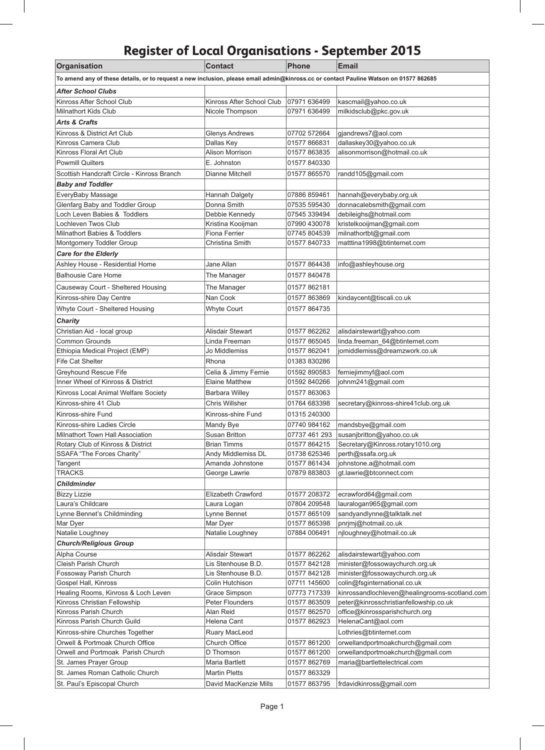# Register of Local Organisations - September 2015

| Organisation | Contact | Phone | Email |
|---|---|---|---|
| To amend any of these details, or to request a new inclusion, please email admin@kinross.cc or contact Pauline Watson on 01577 862685 | | | |
| ***After School Clubs*** | | | |
| Kinross After School Club | Kinross After School Club | 07971 636499 | kascmail@yahoo.co.uk |
| Milnathort Kids Club | Nicole Thompson | 07971 636499 | milkidsclub@pkc.gov.uk |
| ***Arts & Crafts*** | | | |
| Kinross & District Art Club | Glenys Andrews | 07702 572664 | gjandrews7@aol.com |
| Kinross Camera Club | Dallas Key | 01577 866831 | dallaskey30@yahoo.co.uk |
| Kinross Floral Art Club | Alison Morrison | 01577 863835 | alisonmorrison@hotmail.co.uk |
| Powmill Quilters | E. Johnston | 01577 840330 | |
| Scottish Handcraft Circle - Kinross Branch | Dianne Mitchell | 01577 865570 | randd105@gmail.com |
| ***Baby and Toddler*** | | | |
| EveryBaby Massage | Hannah Dalgety | 07886 859461 | hannah@everybaby.org.uk |
| Glenfarg Baby and Toddler Group | Donna Smith | 07535 595430 | donnacalebsmith@gmail.com |
| Loch Leven Babies & Toddlers | Debbie Kennedy | 07545 339494 | debileighs@hotmail.com |
| Lochleven Twos Club | Kristina Kooijman | 07990 430078 | kristelkooijman@gmail.com |
| Milnathort Babies & Toddlers | Fiona Ferrier | 07745 804539 | milnathortbt@gmail.com |
| Montgomery Toddler Group | Christina Smith | 01577 840733 | matttina1998@btinternet.com |
| ***Care for the Elderly*** | | | |
| Ashley House - Residential Home | Jane Allan | 01577 864438 | info@ashleyhouse.org |
| Balhousie Care Home | The Manager | 01577 840478 | |
| Causeway Court - Sheltered Housing | The Manager | 01577 862181 | |
| Kinross-shire Day Centre | Nan Cook | 01577 863869 | kindaycent@tiscali.co.uk |
| Whyte Court - Sheltered Housing | Whyte Court | 01577 864735 | |
| ***Charity*** | | | |
| Christian Aid - local group | Alisdair Stewart | 01577 862262 | alisdairstewart@yahoo.com |
| Common Grounds | Linda Freeman | 01577 865045 | linda.freeman_64@btinternet.com |
| Ethiopia Medical Project (EMP) | Jo Middlemiss | 01577 862041 | jomiddlemiss@dreamzwork.co.uk |
| Fife Cat Shelter | Rhona | 01383 830286 | |
| Greyhound Rescue Fife | Celia & Jimmy Fernie | 01592 890583 | ferniejimmyf@aol.com |
| Inner Wheel of Kinross & District | Elaine Matthew | 01592 840266 | johnm241@gmail.com |
| Kinross Local Animal Welfare Society | Barbara Willey | 01577 863063 | |
| Kinross-shire 41 Club | Chris Willsher | 01764 683398 | secretary@kinross-shire41club.org.uk |
| Kinross-shire Fund | Kinross-shire Fund | 01315 240300 | |
| Kinross-shire Ladies Circle | Mandy Bye | 07740 984162 | mandsbye@gmail.com |
| Milnathort Town Hall Association | Susan Britton | 07737 461 293 | susanjbritton@yahoo.co.uk |
| Rotary Club of Kinross & District | Brian Timms | 01577 864215 | Secretary@Kinross.rotary1010.org |
| SSAFA "The Forces Charity" | Andy Middlemiss DL | 01738 625346 | perth@ssafa.org.uk |
| Tangent | Amanda Johnstone | 01577 861434 | johnstone.a@hotmail.com |
| TRACKS | George Lawrie | 07879 883803 | gt.lawrie@btconnect.com |
| ***Childminder*** | | | |
| Bizzy Lizzie | Elizabeth Crawford | 01577 208372 | ecrawford64@gmail.com |
| Laura's Childcare | Laura Logan | 07804 209548 | lauralogan965@gmail.com |
| Lynne Bennet's Childminding | Lynne Bennet | 01577 865109 | sandyandlynne@talktalk.net |
| Mar Dyer | Mar Dyer | 01577 865398 | pnrjmj@hotmail.co.uk |
| Natalie Loughney | Natalie Loughney | 07884 006491 | njloughney@hotmail.co.uk |
| ***Church/Religious Group*** | | | |
| Alpha Course | Alisdair Stewart | 01577 862262 | alisdairstewart@yahoo.com |
| Cleish Parish Church | Lis Stenhouse B.D. | 01577 842128 | minister@fossowaychurch.org.uk |
| Fossoway Parish Church | Lis Stenhouse B.D. | 01577 842128 | minister@fossowaychurch.org.uk |
| Gospel Hall, Kinross | Colin Hutchison | 07711 145600 | colin@fsginternational.co.uk |
| Healing Rooms, Kinross & Loch Leven | Grace Simpson | 07773 717339 | kinrossandlochleven@healingrooms-scotland.com |
| Kinross Christian Fellowship | Peter Flounders | 01577 863509 | peter@kinrosschristianfellowship.co.uk |
| Kinross Parish Church | Alan Reid | 01577 862570 | office@kinrossparishchurch.org |
| Kinross Parish Church Guild | Helena Cant | 01577 862923 | HelenaCant@aol.com |
| Kinross-shire Churches Together | Ruary MacLeod | | Lothries@btinternet.com |
| Orwell & Portmoak Church Office | Church Office | 01577 861200 | orwellandportmoakchurch@gmail.com |
| Orwell and Portmoak Parish Church | D Thomson | 01577 861200 | orwellandportmoakchurch@gmail.com |
| St. James Prayer Group | Maria Bartlett | 01577 862769 | maria@bartlettelectrical.com |
| St. James Roman Catholic Church | Martin Pletts | 01577 863329 | |
| St. Paul's Episcopal Church | David MacKenzie Mills | 01577 863795 | frdavidkinross@gmail.com |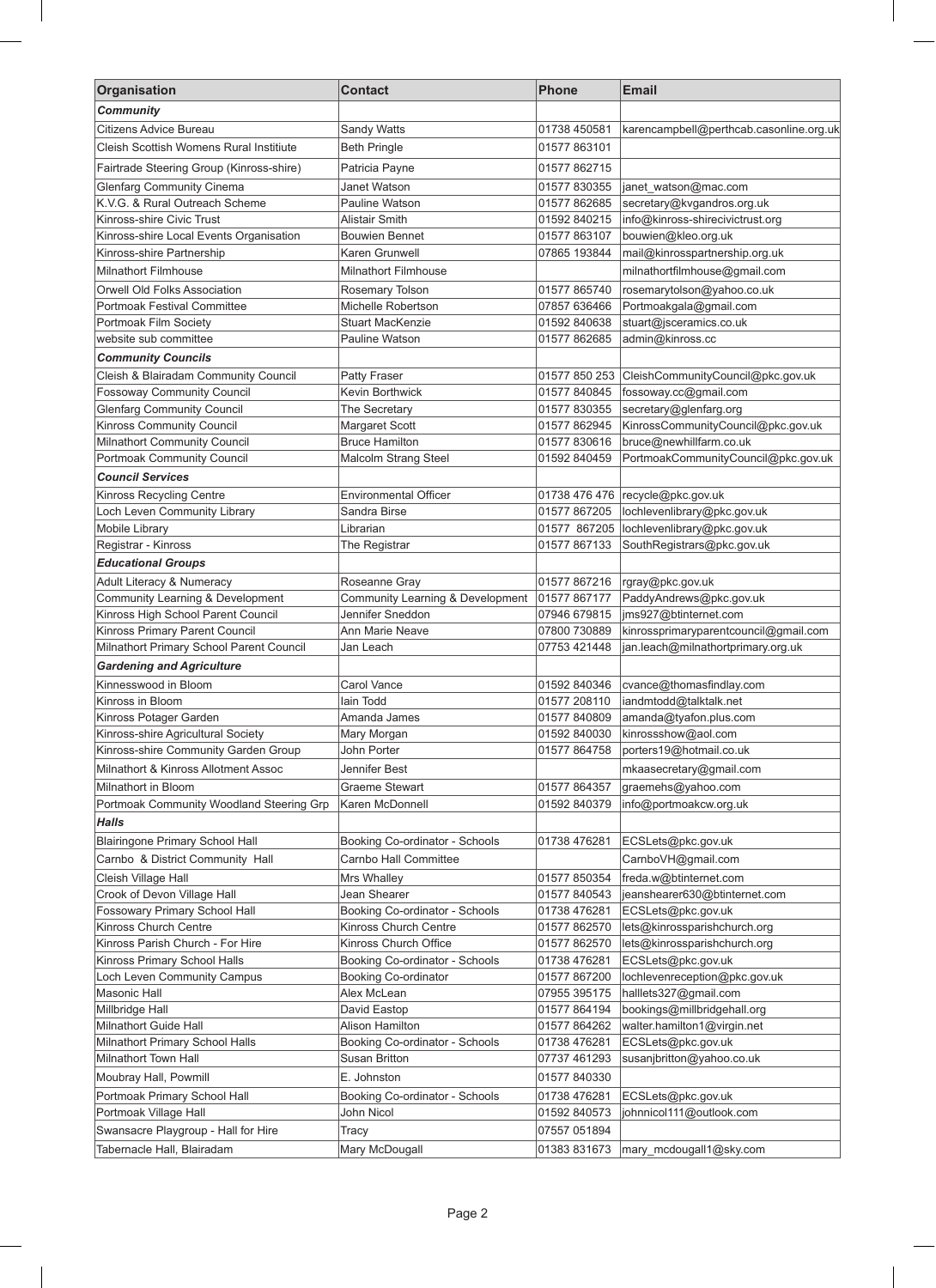| Organisation | Contact | Phone | Email |
|---|---|---|---|
| ***Community*** | | | |
| Citizens Advice Bureau | Sandy Watts | 01738 450581 | karencampbell@perthcab.casonline.org.uk |
| Cleish Scottish Womens Rural Institiute | Beth Pringle | 01577 863101 | |
| Fairtrade Steering Group (Kinross-shire) | Patricia Payne | 01577 862715 | |
| Glenfarg Community Cinema | Janet Watson | 01577 830355 | janet_watson@mac.com |
| K.V.G. & Rural Outreach Scheme | Pauline Watson | 01577 862685 | secretary@kvgandros.org.uk |
| Kinross-shire Civic Trust | Alistair Smith | 01592 840215 | info@kinross-shirecivictrust.org |
| Kinross-shire Local Events Organisation | Bouwien Bennet | 01577 863107 | bouwien@kleo.org.uk |
| Kinross-shire Partnership | Karen Grunwell | 07865 193844 | mail@kinrosspartnership.org.uk |
| Milnathort Filmhouse | Milnathort Filmhouse | | milnathortfilmhouse@gmail.com |
| Orwell Old Folks Association | Rosemary Tolson | 01577 865740 | rosemarytolson@yahoo.co.uk |
| Portmoak Festival Committee | Michelle Robertson | 07857 636466 | Portmoakgala@gmail.com |
| Portmoak Film Society | Stuart MacKenzie | 01592 840638 | stuart@jsceramics.co.uk |
| website sub committee | Pauline Watson | 01577 862685 | admin@kinross.cc |
| ***Community Councils*** | | | |
| Cleish & Blairadam Community Council | Patty Fraser | 01577 850 253 | CleishCommunityCouncil@pkc.gov.uk |
| Fossoway Community Council | Kevin Borthwick | 01577 840845 | fossoway.cc@gmail.com |
| Glenfarg Community Council | The Secretary | 01577 830355 | secretary@glenfarg.org |
| Kinross Community Council | Margaret Scott | 01577 862945 | KinrossCommunityCouncil@pkc.gov.uk |
| Milnathort Community Council | Bruce Hamilton | 01577 830616 | bruce@newhillfarm.co.uk |
| Portmoak Community Council | Malcolm Strang Steel | 01592 840459 | PortmoakCommunityCouncil@pkc.gov.uk |
| ***Council Services*** | | | |
| Kinross Recycling Centre | Environmental Officer | 01738 476 476 | recycle@pkc.gov.uk |
| Loch Leven Community Library | Sandra Birse | 01577 867205 | lochlevenlibrary@pkc.gov.uk |
| Mobile Library | Librarian | 01577 867205 | lochlevenlibrary@pkc.gov.uk |
| Registrar - Kinross | The Registrar | 01577 867133 | SouthRegistrars@pkc.gov.uk |
| ***Educational Groups*** | | | |
| Adult Literacy & Numeracy | Roseanne Gray | 01577 867216 | rgray@pkc.gov.uk |
| Community Learning & Development | Community Learning & Development | 01577 867177 | PaddyAndrews@pkc.gov.uk |
| Kinross High School Parent Council | Jennifer Sneddon | 07946 679815 | jms927@btinternet.com |
| Kinross Primary Parent Council | Ann Marie Neave | 07800 730889 | kinrossprimaryparentcouncil@gmail.com |
| Milnathort Primary School Parent Council | Jan Leach | 07753 421448 | jan.leach@milnathortprimary.org.uk |
| ***Gardening and Agriculture*** | | | |
| Kinnesswood in Bloom | Carol Vance | 01592 840346 | cvance@thomasfindlay.com |
| Kinross in Bloom | Iain Todd | 01577 208110 | iandmtodd@talktalk.net |
| Kinross Potager Garden | Amanda James | 01577 840809 | amanda@tyafon.plus.com |
| Kinross-shire Agricultural Society | Mary Morgan | 01592 840030 | kinrossshow@aol.com |
| Kinross-shire Community Garden Group | John Porter | 01577 864758 | porters19@hotmail.co.uk |
| Milnathort & Kinross Allotment Assoc | Jennifer Best | | mkaasecretary@gmail.com |
| Milnathort in Bloom | Graeme Stewart | 01577 864357 | graemehs@yahoo.com |
| Portmoak Community Woodland Steering Grp | Karen McDonnell | 01592 840379 | info@portmoakcw.org.uk |
| ***Halls*** | | | |
| Blairingone Primary School Hall | Booking Co-ordinator - Schools | 01738 476281 | ECSLets@pkc.gov.uk |
| Carnbo & District Community Hall | Carnbo Hall Committee | | CarnboVH@gmail.com |
| Cleish Village Hall | Mrs Whalley | 01577 850354 | freda.w@btinternet.com |
| Crook of Devon Village Hall | Jean Shearer | 01577 840543 | jeanshearer630@btinternet.com |
| Fossowary Primary School Hall | Booking Co-ordinator - Schools | 01738 476281 | ECSLets@pkc.gov.uk |
| Kinross Church Centre | Kinross Church Centre | 01577 862570 | lets@kinrossparishchurch.org |
| Kinross Parish Church - For Hire | Kinross Church Office | 01577 862570 | lets@kinrossparishchurch.org |
| Kinross Primary School Halls | Booking Co-ordinator - Schools | 01738 476281 | ECSLets@pkc.gov.uk |
| Loch Leven Community Campus | Booking Co-ordinator | 01577 867200 | lochlevenreception@pkc.gov.uk |
| Masonic Hall | Alex McLean | 07955 395175 | halllets327@gmail.com |
| Millbridge Hall | David Eastop | 01577 864194 | bookings@millbridgehall.org |
| Milnathort Guide Hall | Alison Hamilton | 01577 864262 | walter.hamilton1@virgin.net |
| Milnathort Primary School Halls | Booking Co-ordinator - Schools | 01738 476281 | ECSLets@pkc.gov.uk |
| Milnathort Town Hall | Susan Britton | 07737 461293 | susanjbritton@yahoo.co.uk |
| Moubray Hall, Powmill | E. Johnston | 01577 840330 | |
| Portmoak Primary School Hall | Booking Co-ordinator - Schools | 01738 476281 | ECSLets@pkc.gov.uk |
| Portmoak Village Hall | John Nicol | 01592 840573 | johnnicol111@outlook.com |
| Swansacre Playgroup - Hall for Hire | Tracy | 07557 051894 | |
| Tabernacle Hall, Blairadam | Mary McDougall | 01383 831673 | mary_mcdougall1@sky.com |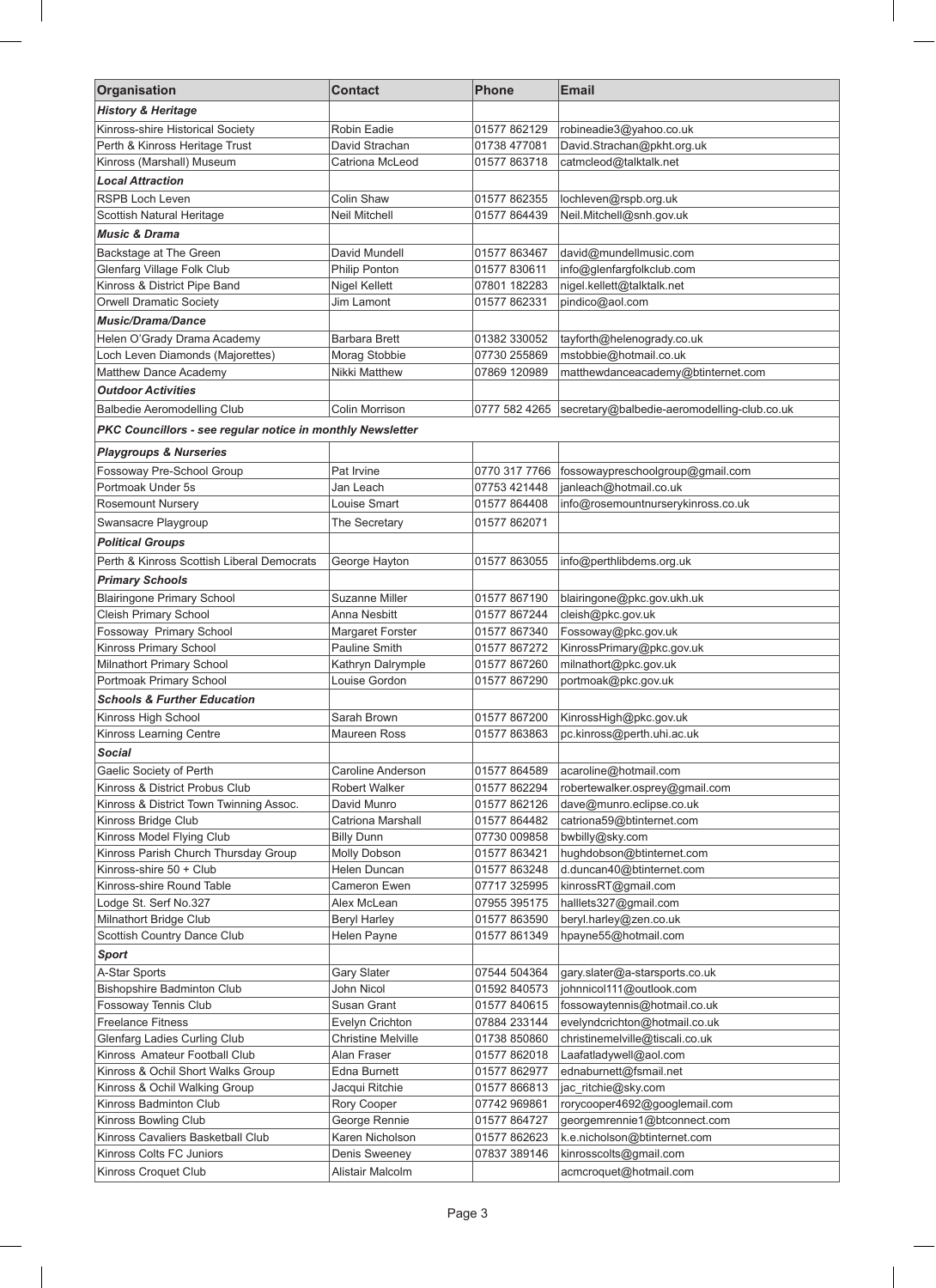| Organisation | Contact | Phone | Email |
| --- | --- | --- | --- |
| ***History & Heritage*** | | | |
| Kinross-shire Historical Society | Robin Eadie | 01577 862129 | robineadie3@yahoo.co.uk |
| Perth & Kinross Heritage Trust | David Strachan | 01738 477081 | David.Strachan@pkht.org.uk |
| Kinross (Marshall) Museum | Catriona McLeod | 01577 863718 | catmcleod@talktalk.net |
| ***Local Attraction*** | | | |
| RSPB Loch Leven | Colin Shaw | 01577 862355 | lochleven@rspb.org.uk |
| Scottish Natural Heritage | Neil Mitchell | 01577 864439 | Neil.Mitchell@snh.gov.uk |
| ***Music & Drama*** | | | |
| Backstage at The Green | David Mundell | 01577 863467 | david@mundellmusic.com |
| Glenfarg Village Folk Club | Philip Ponton | 01577 830611 | info@glenfargfolkclub.com |
| Kinross & District Pipe Band | Nigel Kellett | 07801 182283 | nigel.kellett@talktalk.net |
| Orwell Dramatic Society | Jim Lamont | 01577 862331 | pindico@aol.com |
| ***Music/Drama/Dance*** | | | |
| Helen O'Grady Drama Academy | Barbara Brett | 01382 330052 | tayforth@helenogrady.co.uk |
| Loch Leven Diamonds (Majorettes) | Morag Stobbie | 07730 255869 | mstobbie@hotmail.co.uk |
| Matthew Dance Academy | Nikki Matthew | 07869 120989 | matthewdanceacademy@btinternet.com |
| ***Outdoor Activities*** | | | |
| Balbedie Aeromodelling Club | Colin Morrison | 0777 582 4265 | secretary@balbedie-aeromodelling-club.co.uk |
| ***PKC Councillors - see regular notice in monthly Newsletter*** | | | |
| ***Playgroups & Nurseries*** | | | |
| Fossoway Pre-School Group | Pat Irvine | 0770 317 7766 | fossowaypreschoolgroup@gmail.com |
| Portmoak Under 5s | Jan Leach | 07753 421448 | janleach@hotmail.co.uk |
| Rosemount Nursery | Louise Smart | 01577 864408 | info@rosemountnurserykinross.co.uk |
| Swansacre Playgroup | The Secretary | 01577 862071 | |
| ***Political Groups*** | | | |
| Perth & Kinross Scottish Liberal Democrats | George Hayton | 01577 863055 | info@perthlibdems.org.uk |
| ***Primary Schools*** | | | |
| Blairingone Primary School | Suzanne Miller | 01577 867190 | blairingone@pkc.gov.ukh.uk |
| Cleish Primary School | Anna Nesbitt | 01577 867244 | cleish@pkc.gov.uk |
| Fossoway Primary School | Margaret Forster | 01577 867340 | Fossoway@pkc.gov.uk |
| Kinross Primary School | Pauline Smith | 01577 867272 | KinrossPrimary@pkc.gov.uk |
| Milnathort Primary School | Kathryn Dalrymple | 01577 867260 | milnathort@pkc.gov.uk |
| Portmoak Primary School | Louise Gordon | 01577 867290 | portmoak@pkc.gov.uk |
| ***Schools & Further Education*** | | | |
| Kinross High School | Sarah Brown | 01577 867200 | KinrossHigh@pkc.gov.uk |
| Kinross Learning Centre | Maureen Ross | 01577 863863 | pc.kinross@perth.uhi.ac.uk |
| ***Social*** | | | |
| Gaelic Society of Perth | Caroline Anderson | 01577 864589 | acaroline@hotmail.com |
| Kinross & District Probus Club | Robert Walker | 01577 862294 | robertewalker.osprey@gmail.com |
| Kinross & District Town Twinning Assoc. | David Munro | 01577 862126 | dave@munro.eclipse.co.uk |
| Kinross Bridge Club | Catriona Marshall | 01577 864482 | catriona59@btinternet.com |
| Kinross Model Flying Club | Billy Dunn | 07730 009858 | bwbilly@sky.com |
| Kinross Parish Church Thursday Group | Molly Dobson | 01577 863421 | hughdobson@btinternet.com |
| Kinross-shire 50 + Club | Helen Duncan | 01577 863248 | d.duncan40@btinternet.com |
| Kinross-shire Round Table | Cameron Ewen | 07717 325995 | kinrossRT@gmail.com |
| Lodge St. Serf No.327 | Alex McLean | 07955 395175 | halllets327@gmail.com |
| Milnathort Bridge Club | Beryl Harley | 01577 863590 | beryl.harley@zen.co.uk |
| Scottish Country Dance Club | Helen Payne | 01577 861349 | hpayne55@hotmail.com |
| ***Sport*** | | | |
| A-Star Sports | Gary Slater | 07544 504364 | gary.slater@a-starsports.co.uk |
| Bishopshire Badminton Club | John Nicol | 01592 840573 | johnnicol111@outlook.com |
| Fossoway Tennis Club | Susan Grant | 01577 840615 | fossowaytennis@hotmail.co.uk |
| Freelance Fitness | Evelyn Crichton | 07884 233144 | evelyndcrichton@hotmail.co.uk |
| Glenfarg Ladies Curling Club | Christine Melville | 01738 850860 | christinemelville@tiscali.co.uk |
| Kinross Amateur Football Club | Alan Fraser | 01577 862018 | Laafatladywell@aol.com |
| Kinross & Ochil Short Walks Group | Edna Burnett | 01577 862977 | ednaburnett@fsmail.net |
| Kinross & Ochil Walking Group | Jacqui Ritchie | 01577 866813 | jac_ritchie@sky.com |
| Kinross Badminton Club | Rory Cooper | 07742 969861 | rorycooper4692@googlemail.com |
| Kinross Bowling Club | George Rennie | 01577 864727 | georgemrennie1@btconnect.com |
| Kinross Cavaliers Basketball Club | Karen Nicholson | 01577 862623 | k.e.nicholson@btinternet.com |
| Kinross Colts FC Juniors | Denis Sweeney | 07837 389146 | kinrosscolts@gmail.com |
| Kinross Croquet Club | Alistair Malcolm | | acmcroquet@hotmail.com |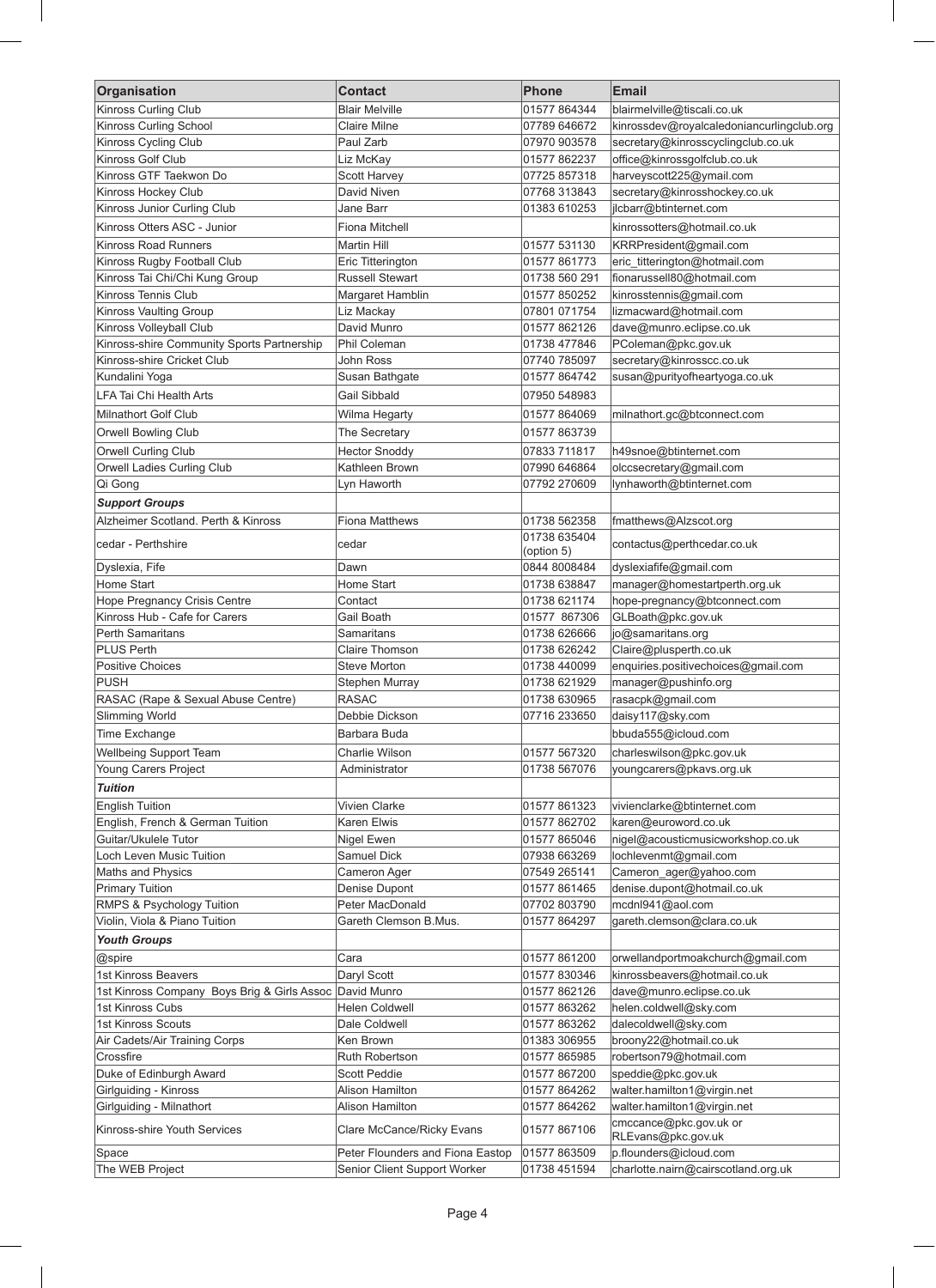| Organisation | Contact | Phone | Email |
|---|---|---|---|
| Kinross Curling Club | Blair Melville | 01577 864344 | blairmelville@tiscali.co.uk |
| Kinross Curling School | Claire Milne | 07789 646672 | kinrossdev@royalcaledoniancurlingclub.org |
| Kinross Cycling Club | Paul Zarb | 07970 903578 | secretary@kinrosscyclingclub.co.uk |
| Kinross Golf Club | Liz McKay | 01577 862237 | office@kinrossgolfclub.co.uk |
| Kinross GTF Taekwon Do | Scott Harvey | 07725 857318 | harveyscott225@ymail.com |
| Kinross Hockey Club | David Niven | 07768 313843 | secretary@kinrosshockey.co.uk |
| Kinross Junior Curling Club | Jane Barr | 01383 610253 | jlcbarr@btinternet.com |
| Kinross Otters ASC - Junior | Fiona Mitchell | | kinrossotters@hotmail.co.uk |
| Kinross Road Runners | Martin Hill | 01577 531130 | KRRPresident@gmail.com |
| Kinross Rugby Football Club | Eric Titterington | 01577 861773 | eric_titterington@hotmail.com |
| Kinross Tai Chi/Chi Kung Group | Russell Stewart | 01738 560 291 | fionarussell80@hotmail.com |
| Kinross Tennis Club | Margaret Hamblin | 01577 850252 | kinrosstennis@gmail.com |
| Kinross Vaulting Group | Liz Mackay | 07801 071754 | lizmacward@hotmail.com |
| Kinross Volleyball Club | David Munro | 01577 862126 | dave@munro.eclipse.co.uk |
| Kinross-shire Community Sports Partnership | Phil Coleman | 01738 477846 | PColeman@pkc.gov.uk |
| Kinross-shire Cricket Club | John Ross | 07740 785097 | secretary@kinrosscc.co.uk |
| Kundalini Yoga | Susan Bathgate | 01577 864742 | susan@purityofheartyoga.co.uk |
| LFA Tai Chi Health Arts | Gail Sibbald | 07950 548983 | |
| Milnathort Golf Club | Wilma Hegarty | 01577 864069 | milnathort.gc@btconnect.com |
| Orwell Bowling Club | The Secretary | 01577 863739 | |
| Orwell Curling Club | Hector Snoddy | 07833 711817 | h49snoe@btinternet.com |
| Orwell Ladies Curling Club | Kathleen Brown | 07990 646864 | olccsecretary@gmail.com |
| Qi Gong | Lyn Haworth | 07792 270609 | lynhaworth@btinternet.com |
| ***Support Groups*** | | | |
| Alzheimer Scotland. Perth & Kinross | Fiona Matthews | 01738 562358 | fmatthews@Alzscot.org |
| cedar - Perthshire | cedar | 01738 635404 (option 5) | contactus@perthcedar.co.uk |
| Dyslexia, Fife | Dawn | 0844 8008484 | dyslexiafife@gmail.com |
| Home Start | Home Start | 01738 638847 | manager@homestartperth.org.uk |
| Hope Pregnancy Crisis Centre | Contact | 01738 621174 | hope-pregnancy@btconnect.com |
| Kinross Hub - Cafe for Carers | Gail Boath | 01577 867306 | GLBoath@pkc.gov.uk |
| Perth Samaritans | Samaritans | 01738 626666 | jo@samaritans.org |
| PLUS Perth | Claire Thomson | 01738 626242 | Claire@plusperth.co.uk |
| Positive Choices | Steve Morton | 01738 440099 | enquiries.positivechoices@gmail.com |
| PUSH | Stephen Murray | 01738 621929 | manager@pushinfo.org |
| RASAC (Rape & Sexual Abuse Centre) | RASAC | 01738 630965 | rasacpk@gmail.com |
| Slimming World | Debbie Dickson | 07716 233650 | daisy117@sky.com |
| Time Exchange | Barbara Buda | | bbuda555@icloud.com |
| Wellbeing Support Team | Charlie Wilson | 01577 567320 | charleswilson@pkc.gov.uk |
| Young Carers Project | Administrator | 01738 567076 | youngcarers@pkavs.org.uk |
| ***Tuition*** | | | |
| English Tuition | Vivien Clarke | 01577 861323 | vivienclarke@btinternet.com |
| English, French & German Tuition | Karen Elwis | 01577 862702 | karen@euroword.co.uk |
| Guitar/Ukulele Tutor | Nigel Ewen | 01577 865046 | nigel@acousticmusicworkshop.co.uk |
| Loch Leven Music Tuition | Samuel Dick | 07938 663269 | lochlevenmt@gmail.com |
| Maths and Physics | Cameron Ager | 07549 265141 | Cameron_ager@yahoo.com |
| Primary Tuition | Denise Dupont | 01577 861465 | denise.dupont@hotmail.co.uk |
| RMPS & Psychology Tuition | Peter MacDonald | 07702 803790 | mcdnl941@aol.com |
| Violin, Viola & Piano Tuition | Gareth Clemson B.Mus. | 01577 864297 | gareth.clemson@clara.co.uk |
| ***Youth Groups*** | | | |
| @spire | Cara | 01577 861200 | orwellandportmoakchurch@gmail.com |
| 1st Kinross Beavers | Daryl Scott | 01577 830346 | kinrossbeavers@hotmail.co.uk |
| 1st Kinross Company Boys Brig & Girls Assoc | David Munro | 01577 862126 | dave@munro.eclipse.co.uk |
| 1st Kinross Cubs | Helen Coldwell | 01577 863262 | helen.coldwell@sky.com |
| 1st Kinross Scouts | Dale Coldwell | 01577 863262 | dalecoldwell@sky.com |
| Air Cadets/Air Training Corps | Ken Brown | 01383 306955 | broony22@hotmail.co.uk |
| Crossfire | Ruth Robertson | 01577 865985 | robertson79@hotmail.com |
| Duke of Edinburgh Award | Scott Peddie | 01577 867200 | speddie@pkc.gov.uk |
| Girlguiding - Kinross | Alison Hamilton | 01577 864262 | walter.hamilton1@virgin.net |
| Girlguiding - Milnathort | Alison Hamilton | 01577 864262 | walter.hamilton1@virgin.net |
| Kinross-shire Youth Services | Clare McCance/Ricky Evans | 01577 867106 | cmccance@pkc.gov.uk or RLEvans@pkc.gov.uk |
| Space | Peter Flounders and Fiona Eastop | 01577 863509 | p.flounders@icloud.com |
| The WEB Project | Senior Client Support Worker | 01738 451594 | charlotte.nairn@cairscotland.org.uk |